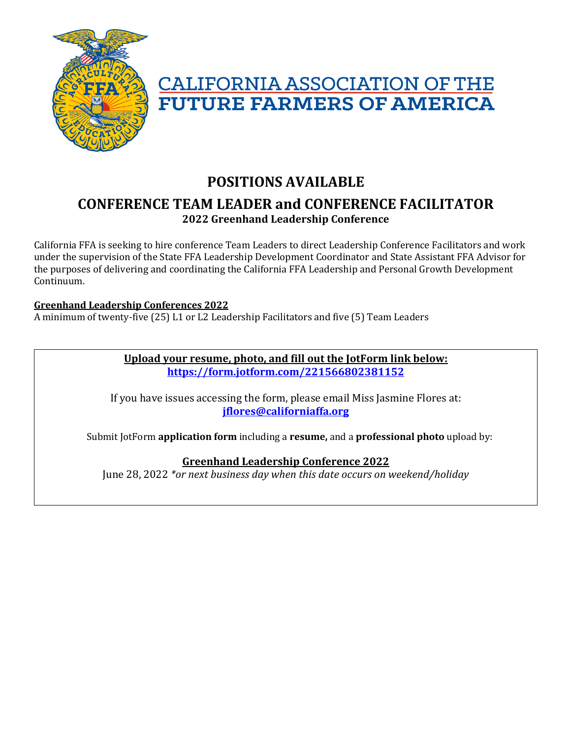# CALIFORNIA ASSOCIATION OF THE FUTURE FARMERS OF AMERICA

## POSITIONS AVAILABLE

## CONFERENCE TEAM LEADER and CONFERENCE FACILITATOR

### 2022 Greenhand Leadership Conference

California FFA is seeking to hire conference Team Leaders to direct Leadership Conference Facilitators and work under the supervision of the State FFA Leadership Development Coordinator and State Assistant FFA Advisor for the purposes of delivering and coordinating the California FFA Leadership and Personal Growth Development Continuum.

**Greenhand Leadership Conferences 2022**
A minimum of twenty-five (25) L1 or L2 Leadership Facilitators and five (5) Team Leaders

**Upload your resume, photo, and fill out the JotForm link below:**
**https://form.jotform.com/221566802381152**

If you have issues accessing the form, please email Miss Jasmine Flores at:
**jflores@californiaffa.org**

Submit JotForm **application form** including a **resume,** and a **professional photo** upload by:

**Greenhand Leadership Conference 2022**
June 28, 2022 *\*or next business day when this date occurs on weekend/holiday*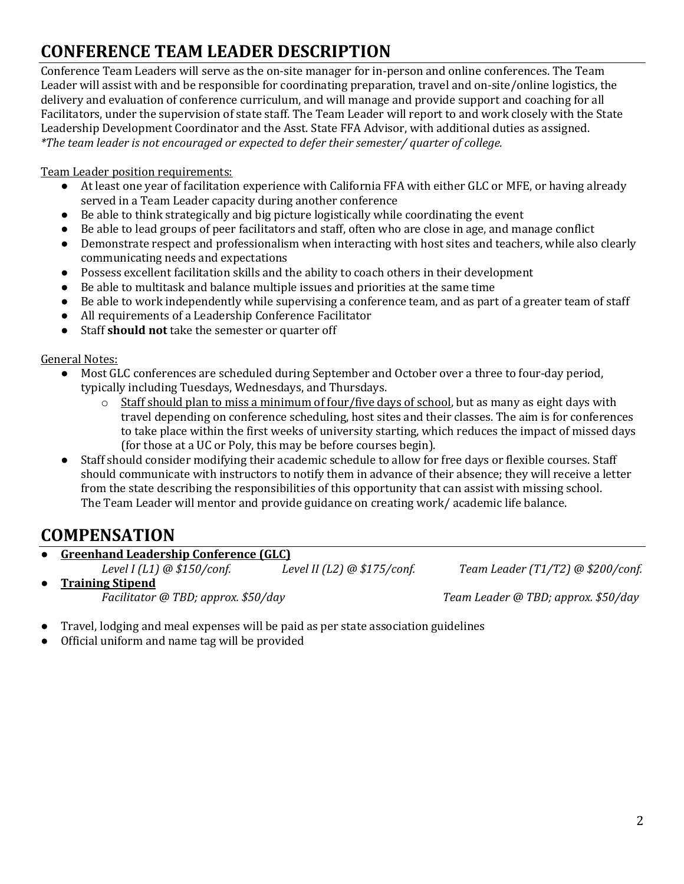## CONFERENCE TEAM LEADER DESCRIPTION

Conference Team Leaders will serve as the on-site manager for in-person and online conferences. The Team Leader will assist with and be responsible for coordinating preparation, travel and on-site/online logistics, the delivery and evaluation of conference curriculum, and will manage and provide support and coaching for all Facilitators, under the supervision of state staff. The Team Leader will report to and work closely with the State Leadership Development Coordinator and the Asst. State FFA Advisor, with additional duties as assigned.
*\*The team leader is not encouraged or expected to defer their semester/ quarter of college.*

<u>Team Leader position requirements:</u>

- At least one year of facilitation experience with California FFA with either GLC or MFE, or having already served in a Team Leader capacity during another conference
- Be able to think strategically and big picture logistically while coordinating the event
- Be able to lead groups of peer facilitators and staff, often who are close in age, and manage conflict
- Demonstrate respect and professionalism when interacting with host sites and teachers, while also clearly communicating needs and expectations
- Possess excellent facilitation skills and the ability to coach others in their development
- Be able to multitask and balance multiple issues and priorities at the same time
- Be able to work independently while supervising a conference team, and as part of a greater team of staff
- All requirements of a Leadership Conference Facilitator
- Staff **should not** take the semester or quarter off

<u>General Notes:</u>

- Most GLC conferences are scheduled during September and October over a three to four-day period, typically including Tuesdays, Wednesdays, and Thursdays.
  - <u>Staff should plan to miss a minimum of four/five days of school</u>, but as many as eight days with travel depending on conference scheduling, host sites and their classes. The aim is for conferences to take place within the first weeks of university starting, which reduces the impact of missed days (for those at a UC or Poly, this may be before courses begin).
- Staff should consider modifying their academic schedule to allow for free days or flexible courses. Staff should communicate with instructors to notify them in advance of their absence; they will receive a letter from the state describing the responsibilities of this opportunity that can assist with missing school. The Team Leader will mentor and provide guidance on creating work/ academic life balance.

## COMPENSATION

- **<u>Greenhand Leadership Conference (GLC)</u>**
  *Level I (L1) @ $150/conf.* *Level II (L2) @ $175/conf.* *Team Leader (T1/T2) @ $200/conf.*
- **<u>Training Stipend</u>**
  *Facilitator @ TBD; approx. $50/day* *Team Leader @ TBD; approx. $50/day*

- Travel, lodging and meal expenses will be paid as per state association guidelines
- Official uniform and name tag will be provided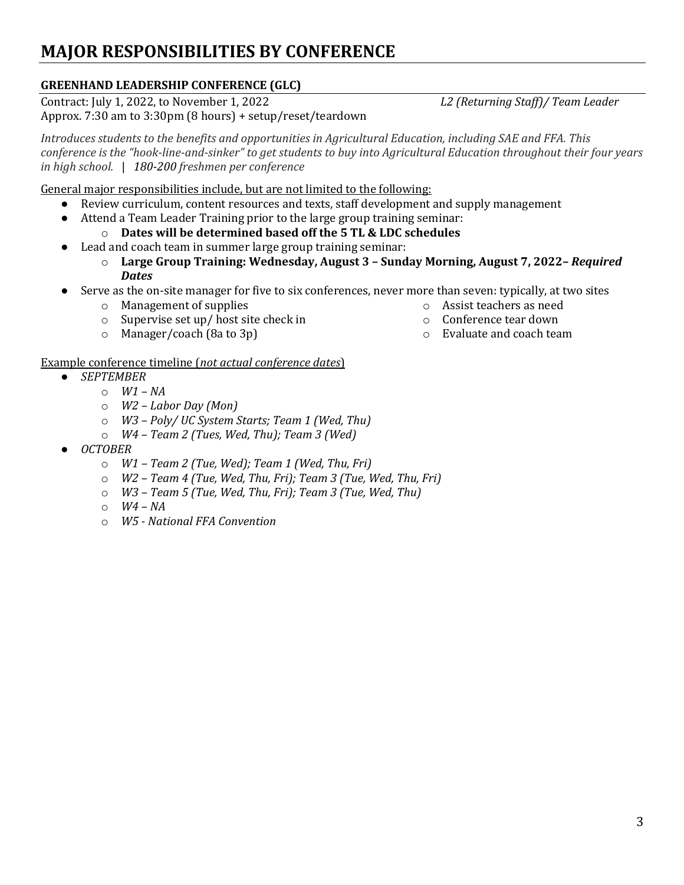# MAJOR RESPONSIBILITIES BY CONFERENCE

**GREENHAND LEADERSHIP CONFERENCE (GLC)**

Contract: July 1, 2022, to November 1, 2022 *L2 (Returning Staff)/ Team Leader*
Approx. 7:30 am to 3:30pm (8 hours) + setup/reset/teardown

*Introduces students to the benefits and opportunities in Agricultural Education, including SAE and FFA. This conference is the "hook-line-and-sinker" to get students to buy into Agricultural Education throughout their four years in high school. | 180-200 freshmen per conference*

General major responsibilities include, but are not limited to the following:

- Review curriculum, content resources and texts, staff development and supply management
- Attend a Team Leader Training prior to the large group training seminar:
  - **Dates will be determined based off the 5 TL & LDC schedules**
- Lead and coach team in summer large group training seminar:
  - **Large Group Training: Wednesday, August 3 – Sunday Morning, August 7, 2022– *Required Dates***
- Serve as the on-site manager for five to six conferences, never more than seven: typically, at two sites
  - Management of supplies
  - Supervise set up/ host site check in
  - Manager/coach (8a to 3p)
  - Assist teachers as need
  - Conference tear down
  - Evaluate and coach team

Example conference timeline (*not actual conference dates*)

- *SEPTEMBER*
  - *W1 – NA*
  - *W2 – Labor Day (Mon)*
  - *W3 – Poly/ UC System Starts; Team 1 (Wed, Thu)*
  - *W4 – Team 2 (Tues, Wed, Thu); Team 3 (Wed)*
- *OCTOBER*
  - *W1 – Team 2 (Tue, Wed); Team 1 (Wed, Thu, Fri)*
  - *W2 – Team 4 (Tue, Wed, Thu, Fri); Team 3 (Tue, Wed, Thu, Fri)*
  - *W3 – Team 5 (Tue, Wed, Thu, Fri); Team 3 (Tue, Wed, Thu)*
  - *W4 – NA*
  - *W5 - National FFA Convention*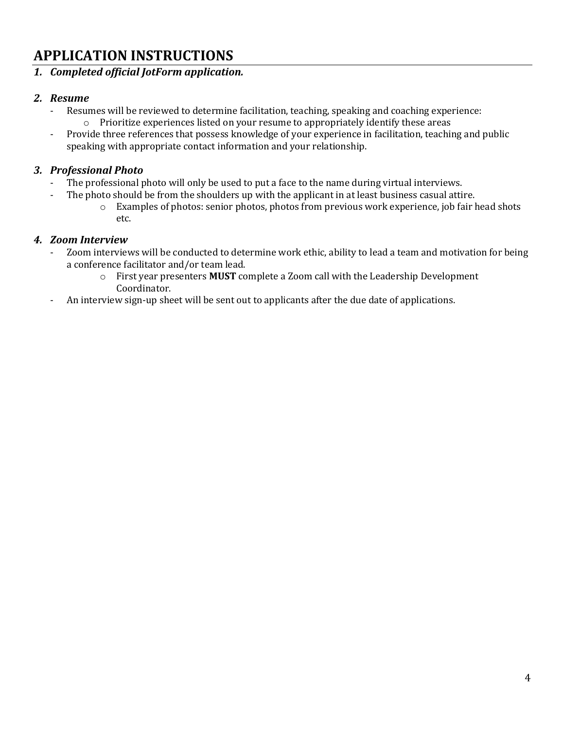# APPLICATION INSTRUCTIONS

1. ***Completed official JotForm application.***

2. ***Resume***
   - Resumes will be reviewed to determine facilitation, teaching, speaking and coaching experience:
     - Prioritize experiences listed on your resume to appropriately identify these areas
   - Provide three references that possess knowledge of your experience in facilitation, teaching and public speaking with appropriate contact information and your relationship.

3. ***Professional Photo***
   - The professional photo will only be used to put a face to the name during virtual interviews.
   - The photo should be from the shoulders up with the applicant in at least business casual attire.
     - Examples of photos: senior photos, photos from previous work experience, job fair head shots etc.

4. ***Zoom Interview***
   - Zoom interviews will be conducted to determine work ethic, ability to lead a team and motivation for being a conference facilitator and/or team lead.
     - First year presenters **MUST** complete a Zoom call with the Leadership Development Coordinator.
   - An interview sign-up sheet will be sent out to applicants after the due date of applications.